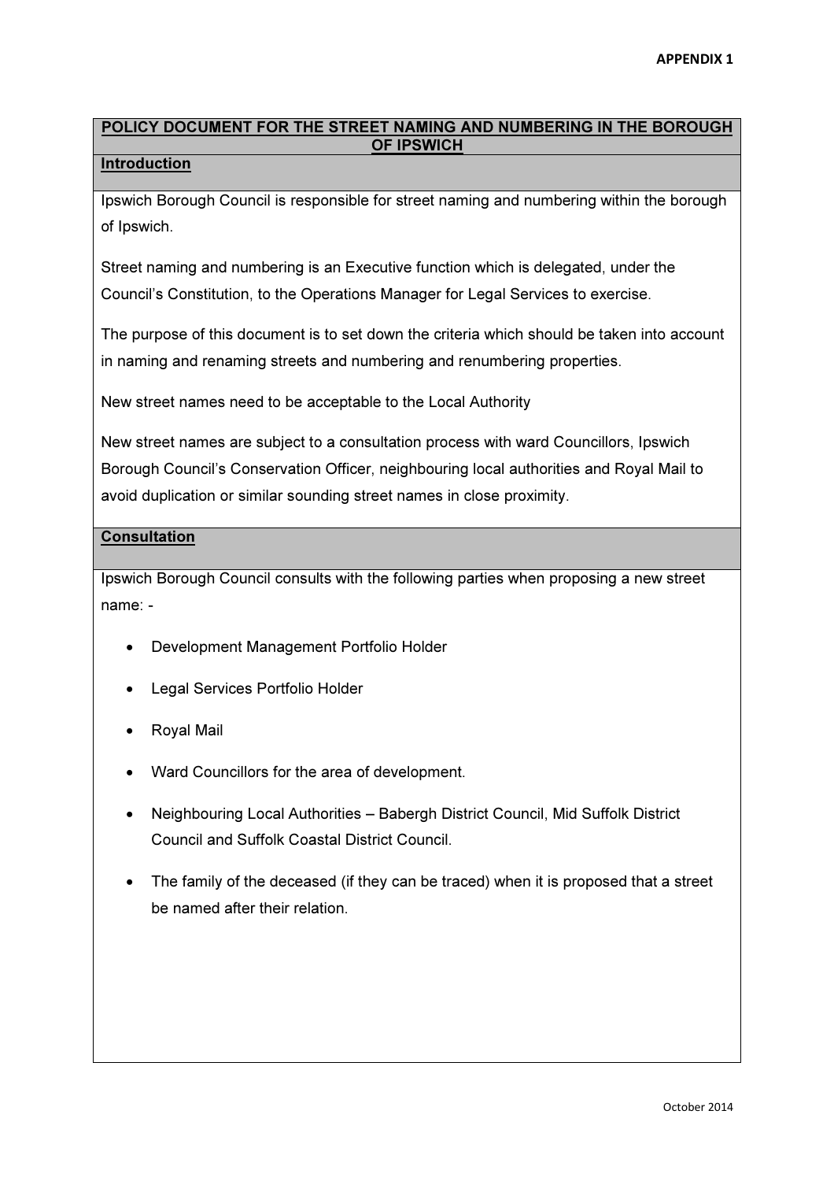APPENDIX 1

# POLICY DOCUMENT FOR THE STREET NAMING AND NUMBERING IN THE BOROUGH OF IPSWICH

## Introduction

Ipswich Borough Council is responsible for street naming and numbering within the borough of Ipswich.

Street naming and numbering is an Executive function which is delegated, under the Council's Constitution, to the Operations Manager for Legal Services to exercise.

The purpose of this document is to set down the criteria which should be taken into account in naming and renaming streets and numbering and renumbering properties.

New street names need to be acceptable to the Local Authority

New street names are subject to a consultation process with ward Councillors, Ipswich Borough Council's Conservation Officer, neighbouring local authorities and Royal Mail to avoid duplication or similar sounding street names in close proximity.

## Consultation

Ipswich Borough Council consults with the following parties when proposing a new street name: -

- Development Management Portfolio Holder
- Legal Services Portfolio Holder
- Royal Mail
- Ward Councillors for the area of development.
- Neighbouring Local Authorities – Babergh District Council, Mid Suffolk District Council and Suffolk Coastal District Council.
- The family of the deceased (if they can be traced) when it is proposed that a street be named after their relation.

October 2014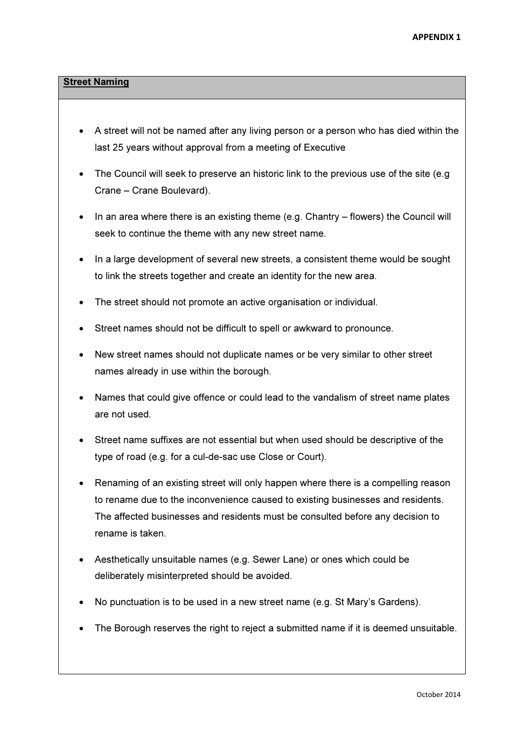APPENDIX 1

## Street Naming

- A street will not be named after any living person or a person who has died within the last 25 years without approval from a meeting of Executive
- The Council will seek to preserve an historic link to the previous use of the site (e.g Crane – Crane Boulevard).
- In an area where there is an existing theme (e.g. Chantry – flowers) the Council will seek to continue the theme with any new street name.
- In a large development of several new streets, a consistent theme would be sought to link the streets together and create an identity for the new area.
- The street should not promote an active organisation or individual.
- Street names should not be difficult to spell or awkward to pronounce.
- New street names should not duplicate names or be very similar to other street names already in use within the borough.
- Names that could give offence or could lead to the vandalism of street name plates are not used.
- Street name suffixes are not essential but when used should be descriptive of the type of road (e.g. for a cul-de-sac use Close or Court).
- Renaming of an existing street will only happen where there is a compelling reason to rename due to the inconvenience caused to existing businesses and residents. The affected businesses and residents must be consulted before any decision to rename is taken.
- Aesthetically unsuitable names (e.g. Sewer Lane) or ones which could be deliberately misinterpreted should be avoided.
- No punctuation is to be used in a new street name (e.g. St Mary's Gardens).
- The Borough reserves the right to reject a submitted name if it is deemed unsuitable.

October 2014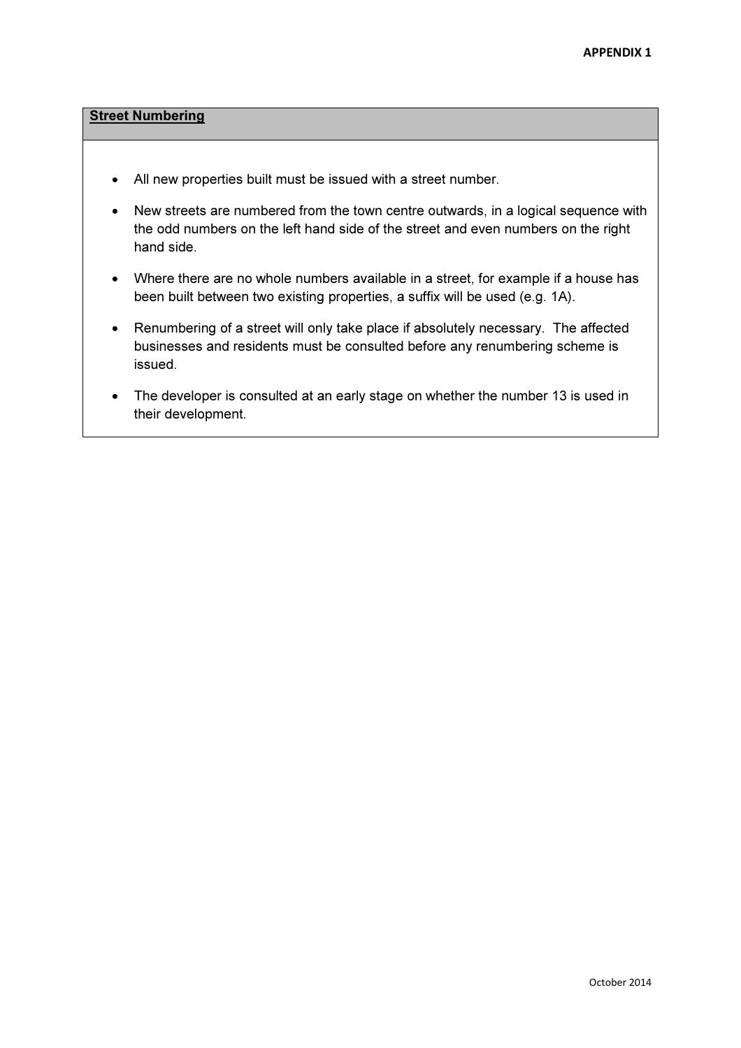APPENDIX 1

## Street Numbering

- All new properties built must be issued with a street number.
- New streets are numbered from the town centre outwards, in a logical sequence with the odd numbers on the left hand side of the street and even numbers on the right hand side.
- Where there are no whole numbers available in a street, for example if a house has been built between two existing properties, a suffix will be used (e.g. 1A).
- Renumbering of a street will only take place if absolutely necessary. The affected businesses and residents must be consulted before any renumbering scheme is issued.
- The developer is consulted at an early stage on whether the number 13 is used in their development.

October 2014